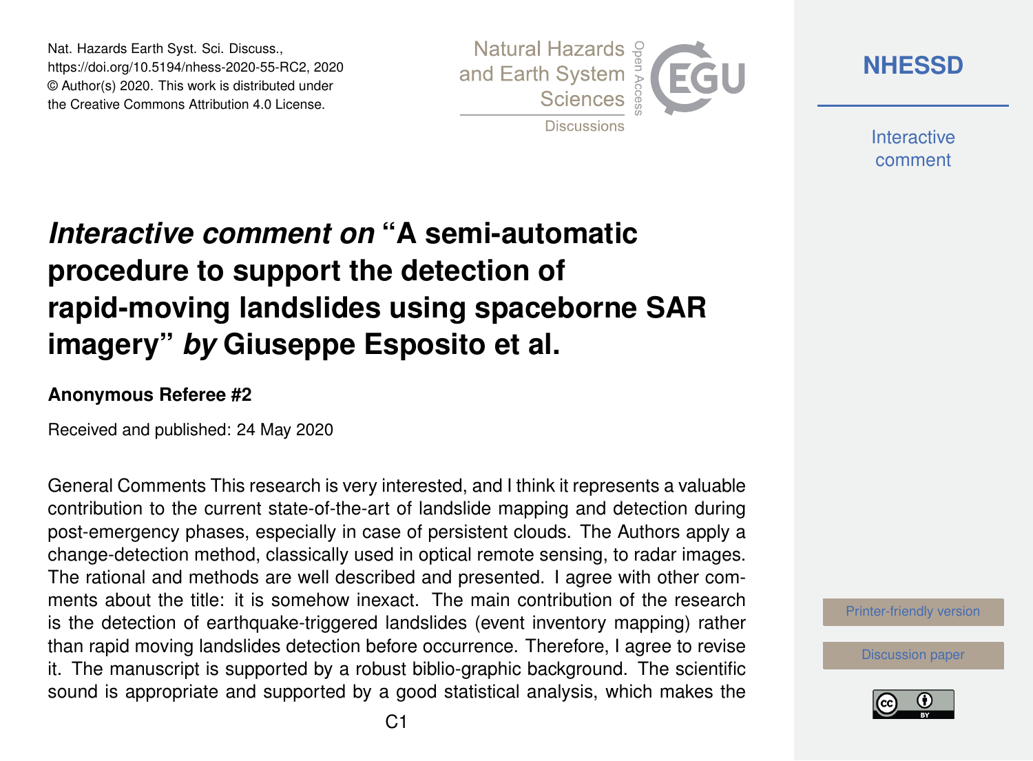# *Interactive comment on* "A semi-automatic procedure to support the detection of rapid-moving landslides using spaceborne SAR imagery" *by* Giuseppe Esposito et al.

**Anonymous Referee #2**

Received and published: 24 May 2020

General Comments This research is very interested, and I think it represents a valuable contribution to the current state-of-the-art of landslide mapping and detection during post-emergency phases, especially in case of persistent clouds. The Authors apply a change-detection method, classically used in optical remote sensing, to radar images. The rational and methods are well described and presented. I agree with other comments about the title: it is somehow inexact. The main contribution of the research is the detection of earthquake-triggered landslides (event inventory mapping) rather than rapid moving landslides detection before occurrence. Therefore, I agree to revise it. The manuscript is supported by a robust biblio-graphic background. The scientific sound is appropriate and supported by a good statistical analysis, which makes the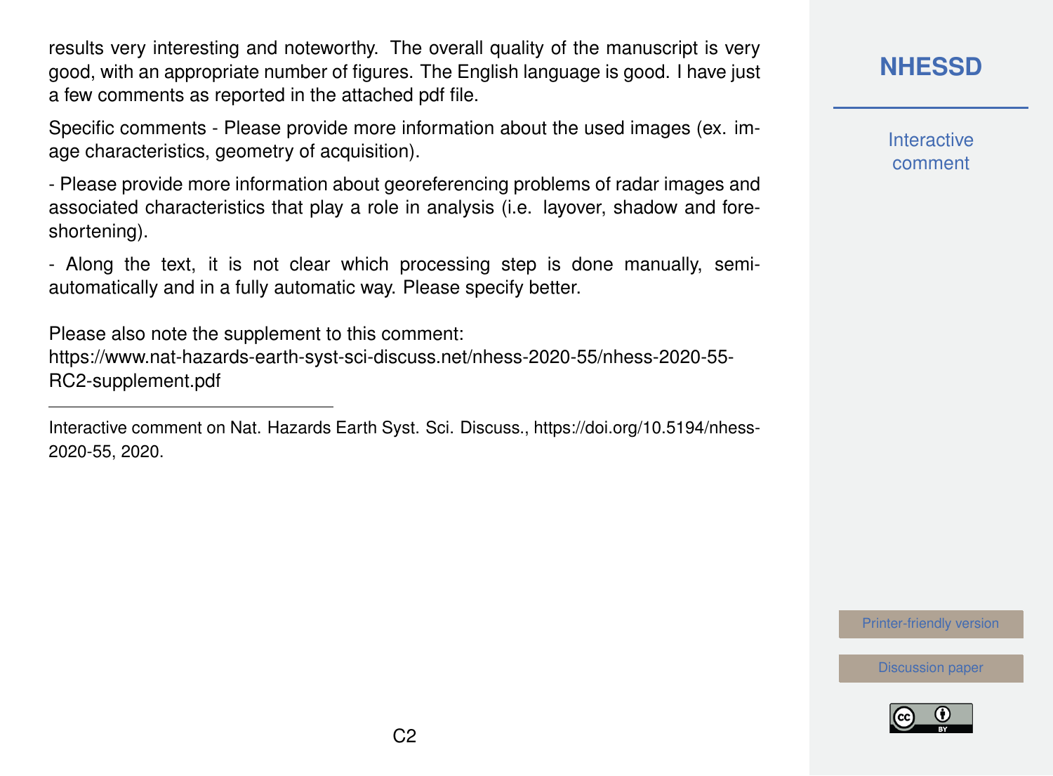results very interesting and noteworthy. The overall quality of the manuscript is very good, with an appropriate number of figures. The English language is good. I have just a few comments as reported in the attached pdf file.

Specific comments - Please provide more information about the used images (ex. image characteristics, geometry of acquisition).

- Please provide more information about georeferencing problems of radar images and associated characteristics that play a role in analysis (i.e. layover, shadow and foreshortening).

- Along the text, it is not clear which processing step is done manually, semi-automatically and in a fully automatic way. Please specify better.

Please also note the supplement to this comment:
https://www.nat-hazards-earth-syst-sci-discuss.net/nhess-2020-55/nhess-2020-55-RC2-supplement.pdf

---

Interactive comment on Nat. Hazards Earth Syst. Sci. Discuss., https://doi.org/10.5194/nhess-2020-55, 2020.